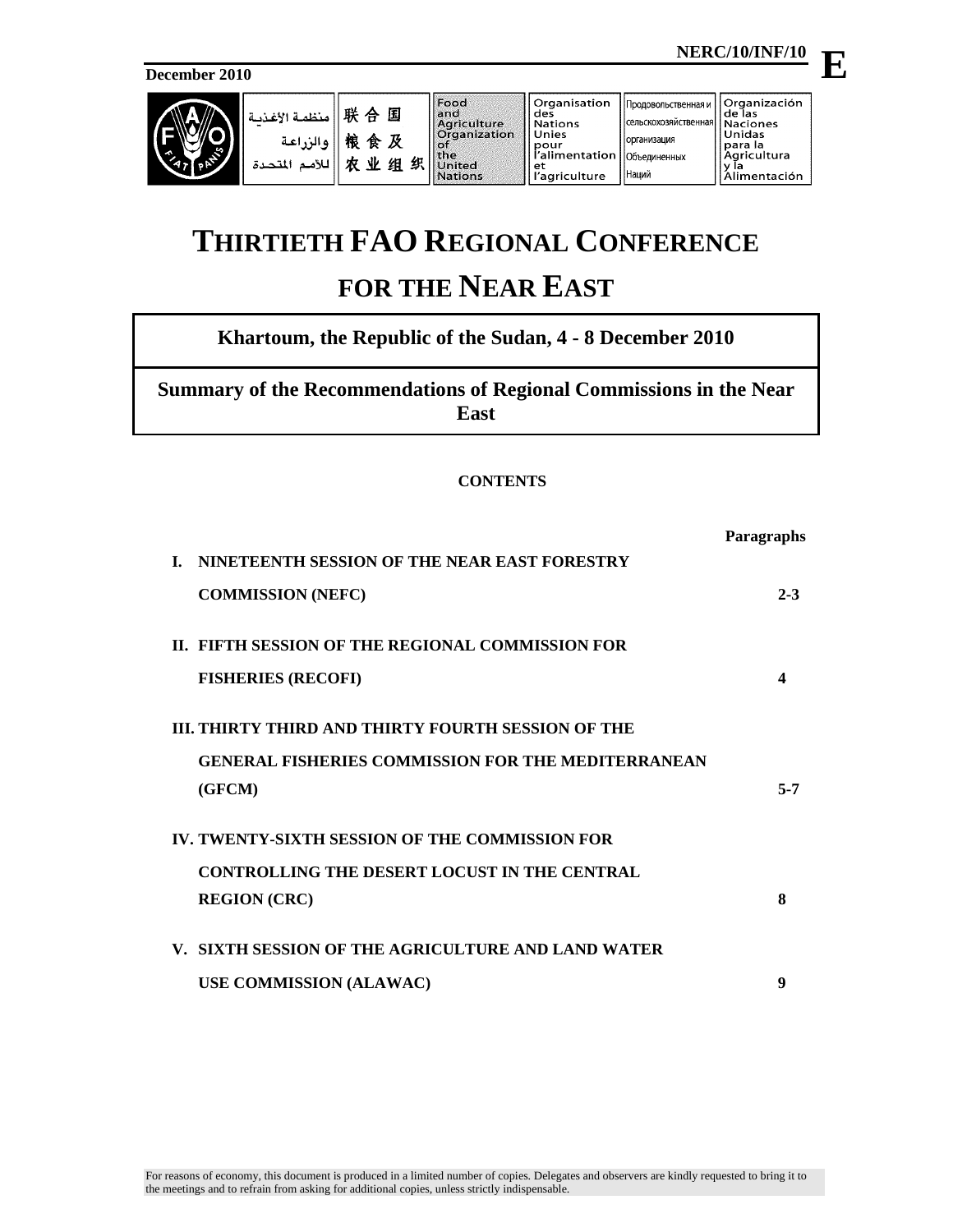NERC/10/INF/10 **E**

**December 2010**

منظمة الأغذية والزراعة للأمم المتحدة | 联合国粮食及农业组织 | Food and Agriculture Organization of the United Nations | Organisation des Nations Unies pour l'alimentation et l'agriculture | Продовольственная и сельскохозяйственная организация Объединенных Наций | Organización de las Naciones Unidas para la Agricultura y la Alimentación

# THIRTIETH FAO REGIONAL CONFERENCE FOR THE NEAR EAST

**Khartoum, the Republic of the Sudan, 4 - 8 December 2010**

## Summary of the Recommendations of Regional Commissions in the Near East

**CONTENTS**

| | Paragraphs |
|---|---|
| **I. NINETEENTH SESSION OF THE NEAR EAST FORESTRY COMMISSION (NEFC)** | **2-3** |
| **II. FIFTH SESSION OF THE REGIONAL COMMISSION FOR FISHERIES (RECOFI)** | **4** |
| **III. THIRTY THIRD AND THIRTY FOURTH SESSION OF THE GENERAL FISHERIES COMMISSION FOR THE MEDITERRANEAN (GFCM)** | **5-7** |
| **IV. TWENTY-SIXTH SESSION OF THE COMMISSION FOR CONTROLLING THE DESERT LOCUST IN THE CENTRAL REGION (CRC)** | **8** |
| **V. SIXTH SESSION OF THE AGRICULTURE AND LAND WATER USE COMMISSION (ALAWAC)** | **9** |

For reasons of economy, this document is produced in a limited number of copies. Delegates and observers are kindly requested to bring it to the meetings and to refrain from asking for additional copies, unless strictly indispensable.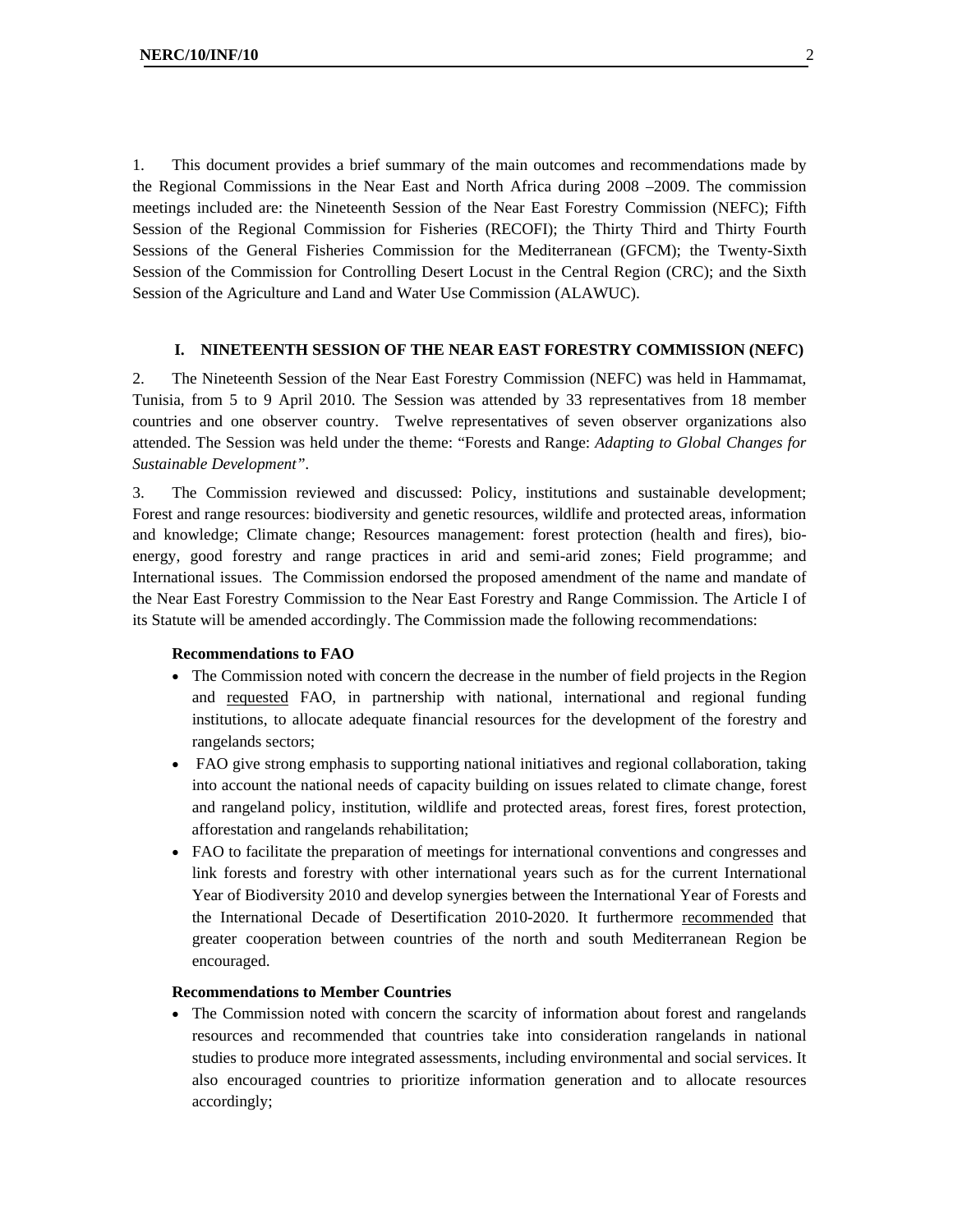1. This document provides a brief summary of the main outcomes and recommendations made by the Regional Commissions in the Near East and North Africa during 2008 –2009. The commission meetings included are: the Nineteenth Session of the Near East Forestry Commission (NEFC); Fifth Session of the Regional Commission for Fisheries (RECOFI); the Thirty Third and Thirty Fourth Sessions of the General Fisheries Commission for the Mediterranean (GFCM); the Twenty-Sixth Session of the Commission for Controlling Desert Locust in the Central Region (CRC); and the Sixth Session of the Agriculture and Land and Water Use Commission (ALAWUC).

## I. NINETEENTH SESSION OF THE NEAR EAST FORESTRY COMMISSION (NEFC)

2. The Nineteenth Session of the Near East Forestry Commission (NEFC) was held in Hammamat, Tunisia, from 5 to 9 April 2010. The Session was attended by 33 representatives from 18 member countries and one observer country. Twelve representatives of seven observer organizations also attended. The Session was held under the theme: "Forests and Range: *Adapting to Global Changes for Sustainable Development"*.

3. The Commission reviewed and discussed: Policy, institutions and sustainable development; Forest and range resources: biodiversity and genetic resources, wildlife and protected areas, information and knowledge; Climate change; Resources management: forest protection (health and fires), bio-energy, good forestry and range practices in arid and semi-arid zones; Field programme; and International issues. The Commission endorsed the proposed amendment of the name and mandate of the Near East Forestry Commission to the Near East Forestry and Range Commission. The Article I of its Statute will be amended accordingly. The Commission made the following recommendations:

**Recommendations to FAO**

- The Commission noted with concern the decrease in the number of field projects in the Region and requested FAO, in partnership with national, international and regional funding institutions, to allocate adequate financial resources for the development of the forestry and rangelands sectors;
- FAO give strong emphasis to supporting national initiatives and regional collaboration, taking into account the national needs of capacity building on issues related to climate change, forest and rangeland policy, institution, wildlife and protected areas, forest fires, forest protection, afforestation and rangelands rehabilitation;
- FAO to facilitate the preparation of meetings for international conventions and congresses and link forests and forestry with other international years such as for the current International Year of Biodiversity 2010 and develop synergies between the International Year of Forests and the International Decade of Desertification 2010-2020. It furthermore recommended that greater cooperation between countries of the north and south Mediterranean Region be encouraged.

**Recommendations to Member Countries**

- The Commission noted with concern the scarcity of information about forest and rangelands resources and recommended that countries take into consideration rangelands in national studies to produce more integrated assessments, including environmental and social services. It also encouraged countries to prioritize information generation and to allocate resources accordingly;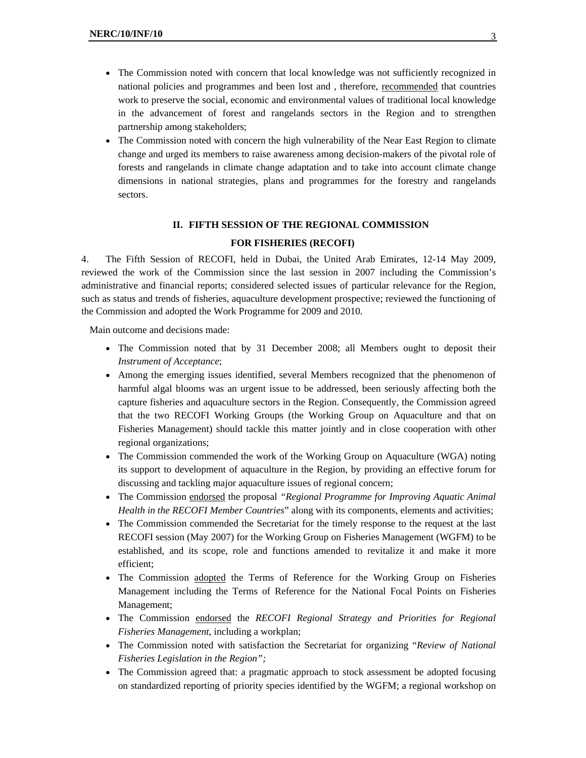- The Commission noted with concern that local knowledge was not sufficiently recognized in national policies and programmes and been lost and , therefore, recommended that countries work to preserve the social, economic and environmental values of traditional local knowledge in the advancement of forest and rangelands sectors in the Region and to strengthen partnership among stakeholders;
- The Commission noted with concern the high vulnerability of the Near East Region to climate change and urged its members to raise awareness among decision-makers of the pivotal role of forests and rangelands in climate change adaptation and to take into account climate change dimensions in national strategies, plans and programmes for the forestry and rangelands sectors.

## II. FIFTH SESSION OF THE REGIONAL COMMISSION FOR FISHERIES (RECOFI)

4. The Fifth Session of RECOFI, held in Dubai, the United Arab Emirates, 12-14 May 2009, reviewed the work of the Commission since the last session in 2007 including the Commission's administrative and financial reports; considered selected issues of particular relevance for the Region, such as status and trends of fisheries, aquaculture development prospective; reviewed the functioning of the Commission and adopted the Work Programme for 2009 and 2010.

Main outcome and decisions made:

- The Commission noted that by 31 December 2008; all Members ought to deposit their *Instrument of Acceptance*;
- Among the emerging issues identified, several Members recognized that the phenomenon of harmful algal blooms was an urgent issue to be addressed, been seriously affecting both the capture fisheries and aquaculture sectors in the Region. Consequently, the Commission agreed that the two RECOFI Working Groups (the Working Group on Aquaculture and that on Fisheries Management) should tackle this matter jointly and in close cooperation with other regional organizations;
- The Commission commended the work of the Working Group on Aquaculture (WGA) noting its support to development of aquaculture in the Region, by providing an effective forum for discussing and tackling major aquaculture issues of regional concern;
- The Commission endorsed the proposal *"Regional Programme for Improving Aquatic Animal Health in the RECOFI Member Countries*" along with its components, elements and activities;
- The Commission commended the Secretariat for the timely response to the request at the last RECOFI session (May 2007) for the Working Group on Fisheries Management (WGFM) to be established, and its scope, role and functions amended to revitalize it and make it more efficient;
- The Commission adopted the Terms of Reference for the Working Group on Fisheries Management including the Terms of Reference for the National Focal Points on Fisheries Management;
- The Commission endorsed the *RECOFI Regional Strategy and Priorities for Regional Fisheries Management*, including a workplan;
- The Commission noted with satisfaction the Secretariat for organizing "*Review of National Fisheries Legislation in the Region";*
- The Commission agreed that: a pragmatic approach to stock assessment be adopted focusing on standardized reporting of priority species identified by the WGFM; a regional workshop on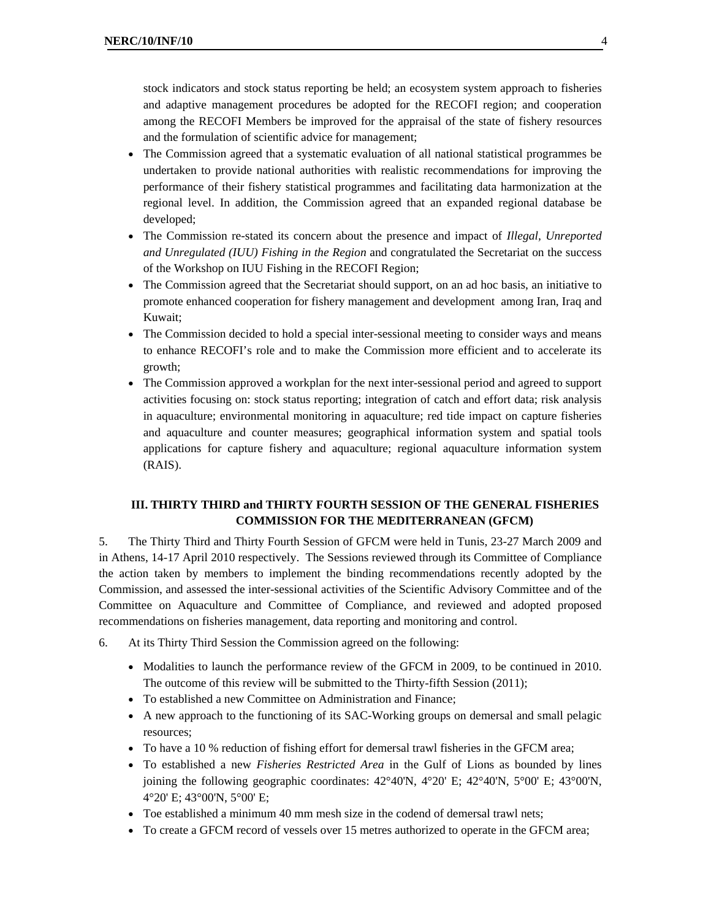stock indicators and stock status reporting be held; an ecosystem system approach to fisheries and adaptive management procedures be adopted for the RECOFI region; and cooperation among the RECOFI Members be improved for the appraisal of the state of fishery resources and the formulation of scientific advice for management;

- The Commission agreed that a systematic evaluation of all national statistical programmes be undertaken to provide national authorities with realistic recommendations for improving the performance of their fishery statistical programmes and facilitating data harmonization at the regional level. In addition, the Commission agreed that an expanded regional database be developed;
- The Commission re-stated its concern about the presence and impact of *Illegal, Unreported and Unregulated (IUU) Fishing in the Region* and congratulated the Secretariat on the success of the Workshop on IUU Fishing in the RECOFI Region;
- The Commission agreed that the Secretariat should support, on an ad hoc basis, an initiative to promote enhanced cooperation for fishery management and development among Iran, Iraq and Kuwait;
- The Commission decided to hold a special inter-sessional meeting to consider ways and means to enhance RECOFI's role and to make the Commission more efficient and to accelerate its growth;
- The Commission approved a workplan for the next inter-sessional period and agreed to support activities focusing on: stock status reporting; integration of catch and effort data; risk analysis in aquaculture; environmental monitoring in aquaculture; red tide impact on capture fisheries and aquaculture and counter measures; geographical information system and spatial tools applications for capture fishery and aquaculture; regional aquaculture information system (RAIS).

## III. THIRTY THIRD and THIRTY FOURTH SESSION OF THE GENERAL FISHERIES COMMISSION FOR THE MEDITERRANEAN (GFCM)

5. The Thirty Third and Thirty Fourth Session of GFCM were held in Tunis, 23-27 March 2009 and in Athens, 14-17 April 2010 respectively. The Sessions reviewed through its Committee of Compliance the action taken by members to implement the binding recommendations recently adopted by the Commission, and assessed the inter-sessional activities of the Scientific Advisory Committee and of the Committee on Aquaculture and Committee of Compliance, and reviewed and adopted proposed recommendations on fisheries management, data reporting and monitoring and control.

6. At its Thirty Third Session the Commission agreed on the following:

- Modalities to launch the performance review of the GFCM in 2009, to be continued in 2010. The outcome of this review will be submitted to the Thirty-fifth Session (2011);
- To established a new Committee on Administration and Finance;
- A new approach to the functioning of its SAC-Working groups on demersal and small pelagic resources;
- To have a 10 % reduction of fishing effort for demersal trawl fisheries in the GFCM area;
- To established a new *Fisheries Restricted Area* in the Gulf of Lions as bounded by lines joining the following geographic coordinates: 42°40'N, 4°20' E; 42°40'N, 5°00' E; 43°00'N, 4°20' E; 43°00'N, 5°00' E;
- Toe established a minimum 40 mm mesh size in the codend of demersal trawl nets;
- To create a GFCM record of vessels over 15 metres authorized to operate in the GFCM area;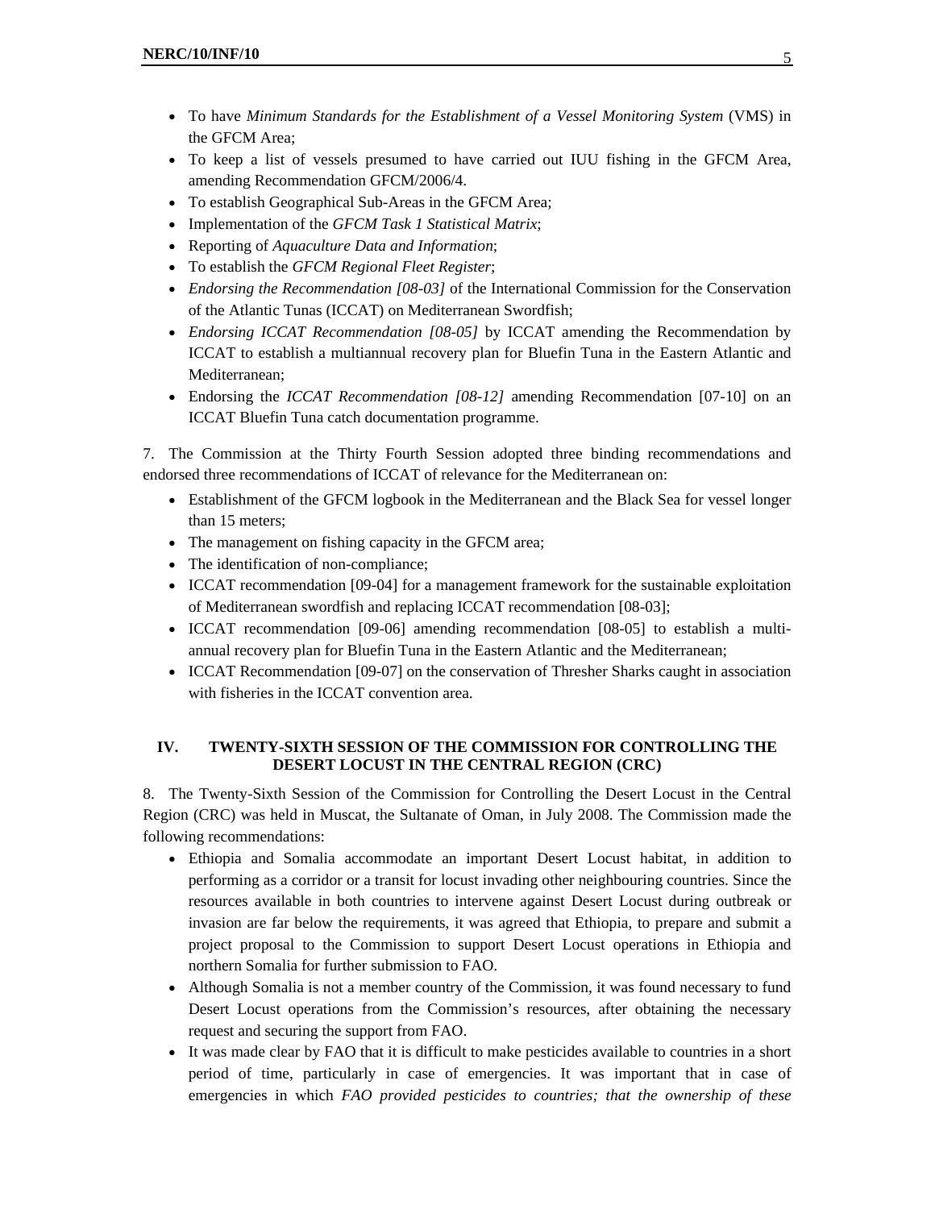- To have *Minimum Standards for the Establishment of a Vessel Monitoring System* (VMS) in the GFCM Area;
- To keep a list of vessels presumed to have carried out IUU fishing in the GFCM Area, amending Recommendation GFCM/2006/4.
- To establish Geographical Sub-Areas in the GFCM Area;
- Implementation of the *GFCM Task 1 Statistical Matrix*;
- Reporting of *Aquaculture Data and Information*;
- To establish the *GFCM Regional Fleet Register*;
- *Endorsing the Recommendation [08-03]* of the International Commission for the Conservation of the Atlantic Tunas (ICCAT) on Mediterranean Swordfish;
- *Endorsing ICCAT Recommendation [08-05]* by ICCAT amending the Recommendation by ICCAT to establish a multiannual recovery plan for Bluefin Tuna in the Eastern Atlantic and Mediterranean;
- Endorsing the *ICCAT Recommendation [08-12]* amending Recommendation [07-10] on an ICCAT Bluefin Tuna catch documentation programme.

7. The Commission at the Thirty Fourth Session adopted three binding recommendations and endorsed three recommendations of ICCAT of relevance for the Mediterranean on:

- Establishment of the GFCM logbook in the Mediterranean and the Black Sea for vessel longer than 15 meters;
- The management on fishing capacity in the GFCM area;
- The identification of non-compliance;
- ICCAT recommendation [09-04] for a management framework for the sustainable exploitation of Mediterranean swordfish and replacing ICCAT recommendation [08-03];
- ICCAT recommendation [09-06] amending recommendation [08-05] to establish a multi-annual recovery plan for Bluefin Tuna in the Eastern Atlantic and the Mediterranean;
- ICCAT Recommendation [09-07] on the conservation of Thresher Sharks caught in association with fisheries in the ICCAT convention area.

## IV. TWENTY-SIXTH SESSION OF THE COMMISSION FOR CONTROLLING THE DESERT LOCUST IN THE CENTRAL REGION (CRC)

8. The Twenty-Sixth Session of the Commission for Controlling the Desert Locust in the Central Region (CRC) was held in Muscat, the Sultanate of Oman, in July 2008. The Commission made the following recommendations:

- Ethiopia and Somalia accommodate an important Desert Locust habitat, in addition to performing as a corridor or a transit for locust invading other neighbouring countries. Since the resources available in both countries to intervene against Desert Locust during outbreak or invasion are far below the requirements, it was agreed that Ethiopia, to prepare and submit a project proposal to the Commission to support Desert Locust operations in Ethiopia and northern Somalia for further submission to FAO.
- Although Somalia is not a member country of the Commission, it was found necessary to fund Desert Locust operations from the Commission's resources, after obtaining the necessary request and securing the support from FAO.
- It was made clear by FAO that it is difficult to make pesticides available to countries in a short period of time, particularly in case of emergencies. It was important that in case of emergencies in which *FAO provided pesticides to countries; that the ownership of these*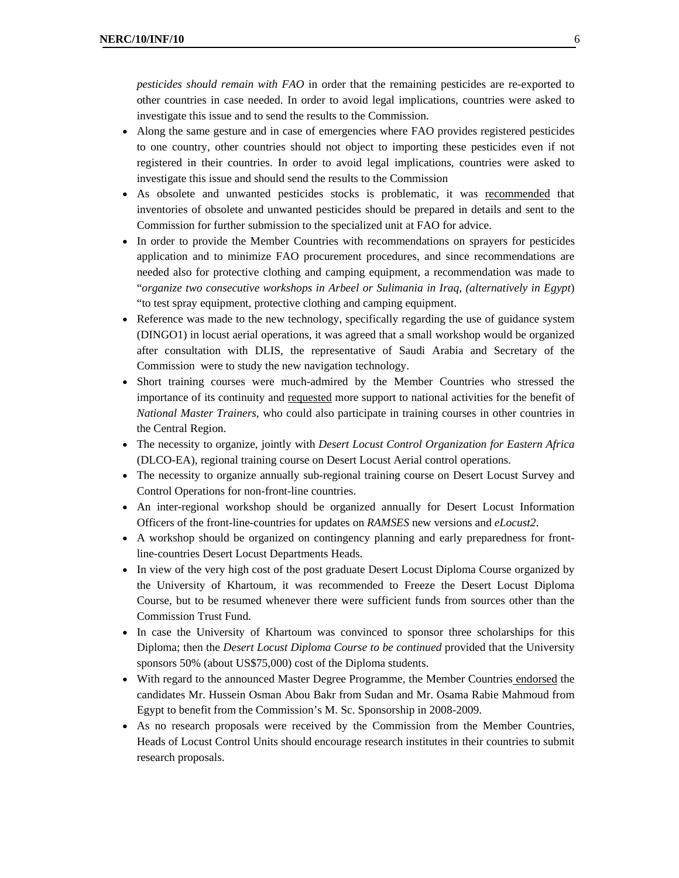*pesticides should remain with FAO* in order that the remaining pesticides are re-exported to other countries in case needed. In order to avoid legal implications, countries were asked to investigate this issue and to send the results to the Commission.

- Along the same gesture and in case of emergencies where FAO provides registered pesticides to one country, other countries should not object to importing these pesticides even if not registered in their countries. In order to avoid legal implications, countries were asked to investigate this issue and should send the results to the Commission
- As obsolete and unwanted pesticides stocks is problematic, it was <u>recommended</u> that inventories of obsolete and unwanted pesticides should be prepared in details and sent to the Commission for further submission to the specialized unit at FAO for advice.
- In order to provide the Member Countries with recommendations on sprayers for pesticides application and to minimize FAO procurement procedures, and since recommendations are needed also for protective clothing and camping equipment, a recommendation was made to "*organize two consecutive workshops in Arbeel or Sulimania in Iraq, (alternatively in Egypt*) "to test spray equipment, protective clothing and camping equipment.
- Reference was made to the new technology, specifically regarding the use of guidance system (DINGO1) in locust aerial operations, it was agreed that a small workshop would be organized after consultation with DLIS, the representative of Saudi Arabia and Secretary of the Commission were to study the new navigation technology.
- Short training courses were much-admired by the Member Countries who stressed the importance of its continuity and <u>requested</u> more support to national activities for the benefit of *National Master Trainers*, who could also participate in training courses in other countries in the Central Region.
- The necessity to organize, jointly with *Desert Locust Control Organization for Eastern Africa* (DLCO-EA), regional training course on Desert Locust Aerial control operations.
- The necessity to organize annually sub-regional training course on Desert Locust Survey and Control Operations for non-front-line countries.
- An inter-regional workshop should be organized annually for Desert Locust Information Officers of the front-line-countries for updates on *RAMSES* new versions and *eLocust2*.
- A workshop should be organized on contingency planning and early preparedness for front-line-countries Desert Locust Departments Heads.
- In view of the very high cost of the post graduate Desert Locust Diploma Course organized by the University of Khartoum, it was recommended to Freeze the Desert Locust Diploma Course, but to be resumed whenever there were sufficient funds from sources other than the Commission Trust Fund.
- In case the University of Khartoum was convinced to sponsor three scholarships for this Diploma; then the *Desert Locust Diploma Course to be continued* provided that the University sponsors 50% (about US$75,000) cost of the Diploma students.
- With regard to the announced Master Degree Programme, the Member Countries <u>endorsed</u> the candidates Mr. Hussein Osman Abou Bakr from Sudan and Mr. Osama Rabie Mahmoud from Egypt to benefit from the Commission's M. Sc. Sponsorship in 2008-2009.
- As no research proposals were received by the Commission from the Member Countries, Heads of Locust Control Units should encourage research institutes in their countries to submit research proposals.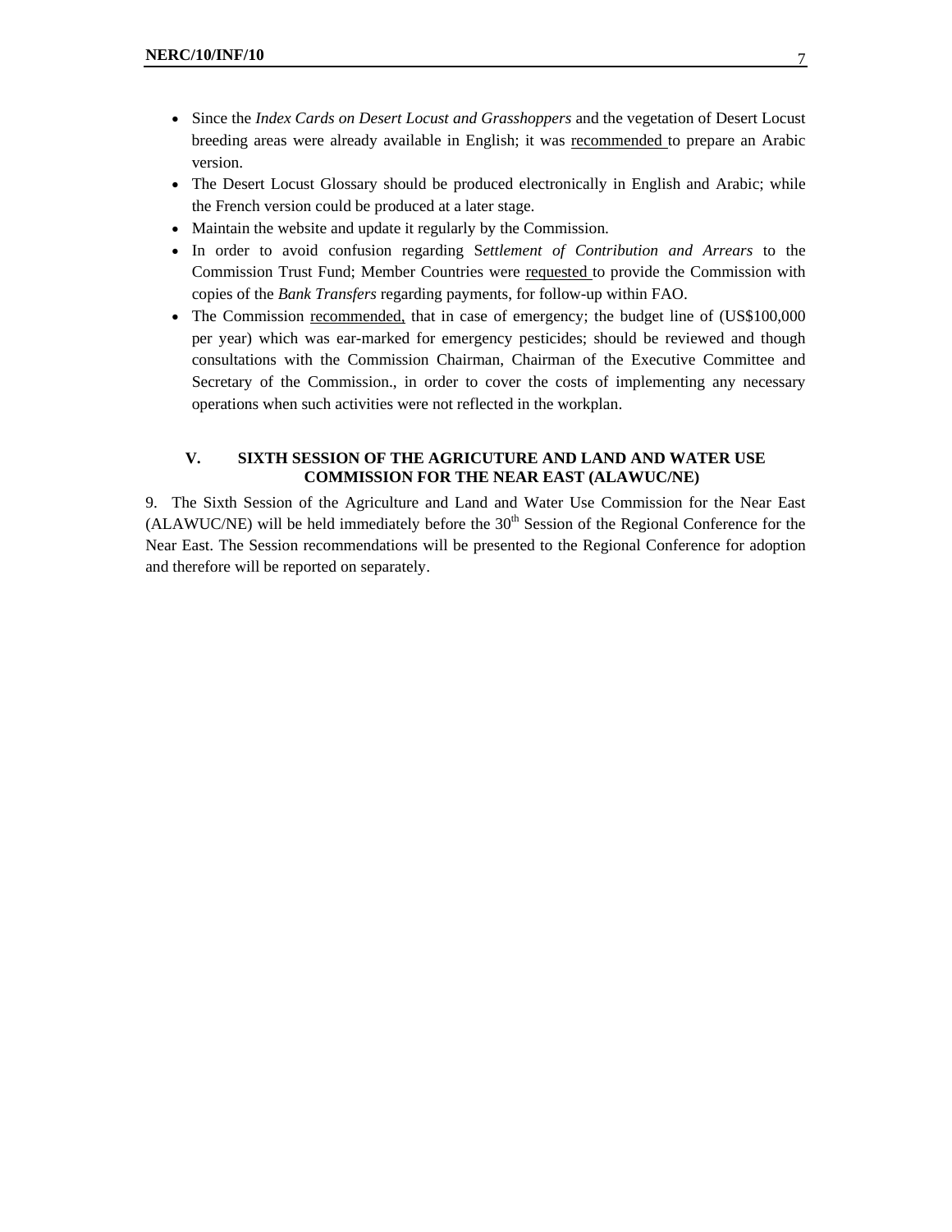- Since the *Index Cards on Desert Locust and Grasshoppers* and the vegetation of Desert Locust breeding areas were already available in English; it was <u>recommended</u> to prepare an Arabic version.
- The Desert Locust Glossary should be produced electronically in English and Arabic; while the French version could be produced at a later stage.
- Maintain the website and update it regularly by the Commission.
- In order to avoid confusion regarding S*ettlement of Contribution and Arrears* to the Commission Trust Fund; Member Countries were <u>requested</u> to provide the Commission with copies of the *Bank Transfers* regarding payments, for follow-up within FAO.
- The Commission <u>recommended,</u> that in case of emergency; the budget line of (US$100,000 per year) which was ear-marked for emergency pesticides; should be reviewed and though consultations with the Commission Chairman, Chairman of the Executive Committee and Secretary of the Commission., in order to cover the costs of implementing any necessary operations when such activities were not reflected in the workplan.

## V. SIXTH SESSION OF THE AGRICUTURE AND LAND AND WATER USE COMMISSION FOR THE NEAR EAST (ALAWUC/NE)

9. The Sixth Session of the Agriculture and Land and Water Use Commission for the Near East (ALAWUC/NE) will be held immediately before the 30th Session of the Regional Conference for the Near East. The Session recommendations will be presented to the Regional Conference for adoption and therefore will be reported on separately.